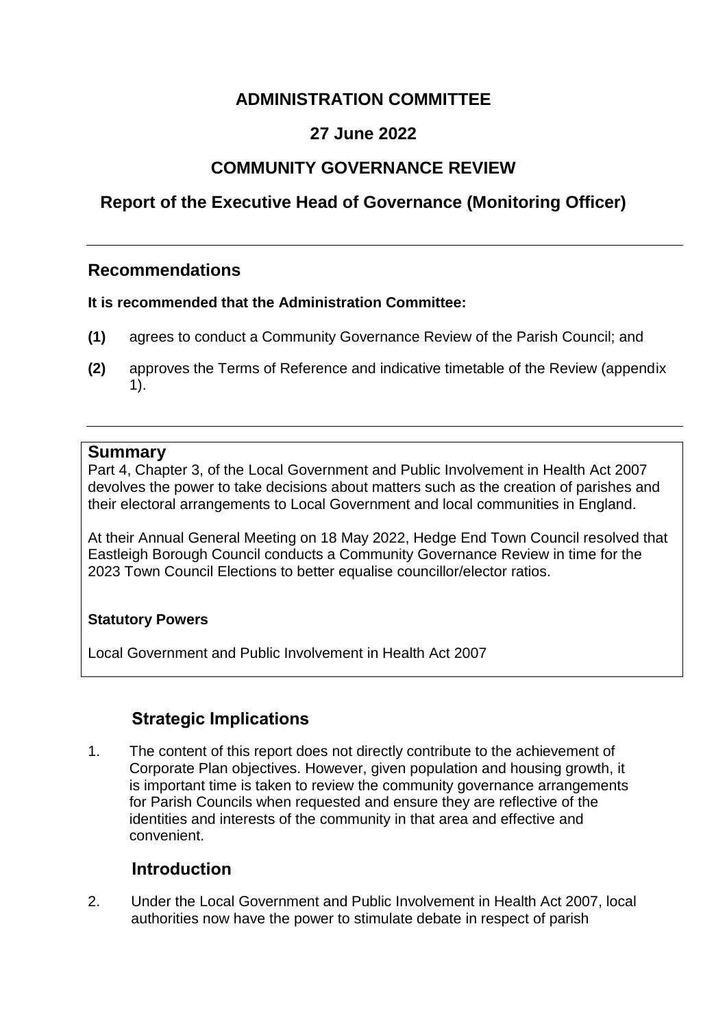# ADMINISTRATION COMMITTEE

## 27 June 2022

## COMMUNITY GOVERNANCE REVIEW

## Report of the Executive Head of Governance (Monitoring Officer)

---

## Recommendations

**It is recommended that the Administration Committee:**

**(1)** agrees to conduct a Community Governance Review of the Parish Council; and

**(2)** approves the Terms of Reference and indicative timetable of the Review (appendix 1).

---

## Summary

Part 4, Chapter 3, of the Local Government and Public Involvement in Health Act 2007 devolves the power to take decisions about matters such as the creation of parishes and their electoral arrangements to Local Government and local communities in England.

At their Annual General Meeting on 18 May 2022, Hedge End Town Council resolved that Eastleigh Borough Council conducts a Community Governance Review in time for the 2023 Town Council Elections to better equalise councillor/elector ratios.

**Statutory Powers**

Local Government and Public Involvement in Health Act 2007

## Strategic Implications

1. The content of this report does not directly contribute to the achievement of Corporate Plan objectives. However, given population and housing growth, it is important time is taken to review the community governance arrangements for Parish Councils when requested and ensure they are reflective of the identities and interests of the community in that area and effective and convenient.

## Introduction

2. Under the Local Government and Public Involvement in Health Act 2007, local authorities now have the power to stimulate debate in respect of parish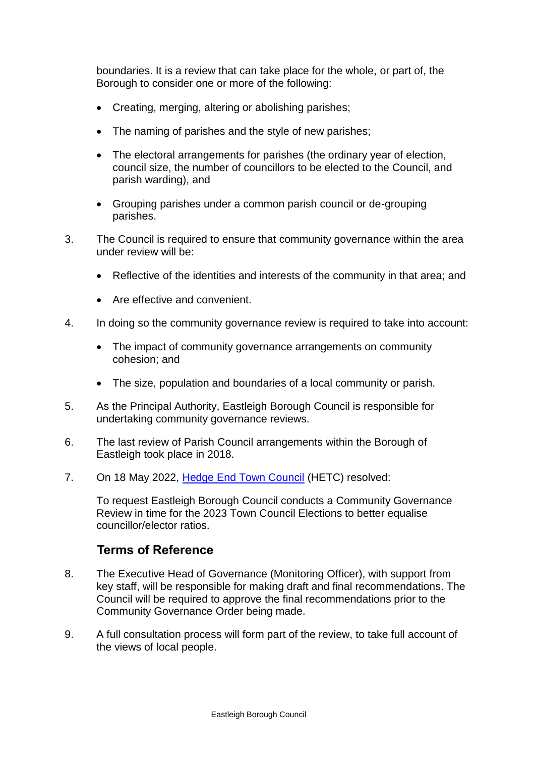boundaries. It is a review that can take place for the whole, or part of, the Borough to consider one or more of the following:

- Creating, merging, altering or abolishing parishes;
- The naming of parishes and the style of new parishes;
- The electoral arrangements for parishes (the ordinary year of election, council size, the number of councillors to be elected to the Council, and parish warding), and
- Grouping parishes under a common parish council or de-grouping parishes.

3. The Council is required to ensure that community governance within the area under review will be:

   - Reflective of the identities and interests of the community in that area; and
   - Are effective and convenient.

4. In doing so the community governance review is required to take into account:

   - The impact of community governance arrangements on community cohesion; and
   - The size, population and boundaries of a local community or parish.

5. As the Principal Authority, Eastleigh Borough Council is responsible for undertaking community governance reviews.

6. The last review of Parish Council arrangements within the Borough of Eastleigh took place in 2018.

7. On 18 May 2022, Hedge End Town Council (HETC) resolved:

   To request Eastleigh Borough Council conducts a Community Governance Review in time for the 2023 Town Council Elections to better equalise councillor/elector ratios.

## Terms of Reference

8. The Executive Head of Governance (Monitoring Officer), with support from key staff, will be responsible for making draft and final recommendations. The Council will be required to approve the final recommendations prior to the Community Governance Order being made.

9. A full consultation process will form part of the review, to take full account of the views of local people.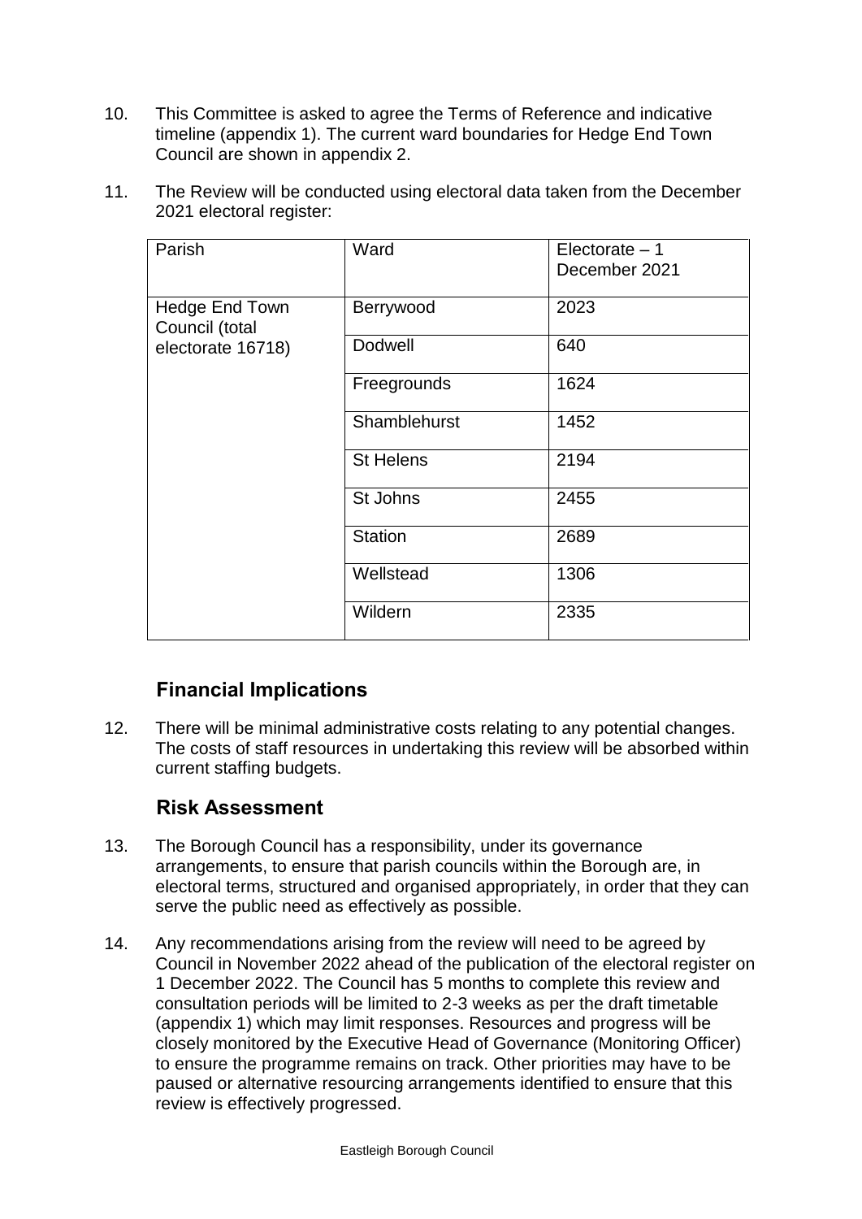10. This Committee is asked to agree the Terms of Reference and indicative timeline (appendix 1). The current ward boundaries for Hedge End Town Council are shown in appendix 2.

11. The Review will be conducted using electoral data taken from the December 2021 electoral register:

| Parish | Ward | Electorate – 1 December 2021 |
|---|---|---|
| Hedge End Town Council (total electorate 16718) | Berrywood | 2023 |
| | Dodwell | 640 |
| | Freegrounds | 1624 |
| | Shamblehurst | 1452 |
| | St Helens | 2194 |
| | St Johns | 2455 |
| | Station | 2689 |
| | Wellstead | 1306 |
| | Wildern | 2335 |

## Financial Implications

12. There will be minimal administrative costs relating to any potential changes. The costs of staff resources in undertaking this review will be absorbed within current staffing budgets.

## Risk Assessment

13. The Borough Council has a responsibility, under its governance arrangements, to ensure that parish councils within the Borough are, in electoral terms, structured and organised appropriately, in order that they can serve the public need as effectively as possible.

14. Any recommendations arising from the review will need to be agreed by Council in November 2022 ahead of the publication of the electoral register on 1 December 2022. The Council has 5 months to complete this review and consultation periods will be limited to 2-3 weeks as per the draft timetable (appendix 1) which may limit responses. Resources and progress will be closely monitored by the Executive Head of Governance (Monitoring Officer) to ensure the programme remains on track. Other priorities may have to be paused or alternative resourcing arrangements identified to ensure that this review is effectively progressed.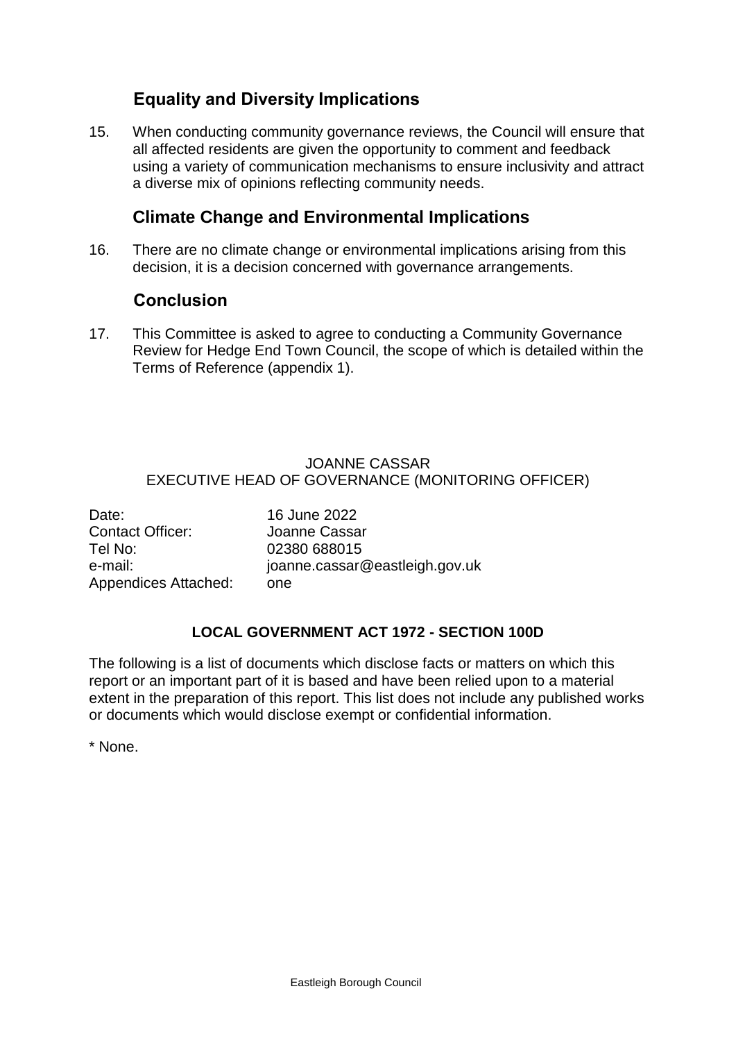## Equality and Diversity Implications

15. When conducting community governance reviews, the Council will ensure that all affected residents are given the opportunity to comment and feedback using a variety of communication mechanisms to ensure inclusivity and attract a diverse mix of opinions reflecting community needs.

## Climate Change and Environmental Implications

16. There are no climate change or environmental implications arising from this decision, it is a decision concerned with governance arrangements.

## Conclusion

17. This Committee is asked to agree to conducting a Community Governance Review for Hedge End Town Council, the scope of which is detailed within the Terms of Reference (appendix 1).

JOANNE CASSAR
EXECUTIVE HEAD OF GOVERNANCE (MONITORING OFFICER)

| | |
|---|---|
| Date: | 16 June 2022 |
| Contact Officer: | Joanne Cassar |
| Tel No: | 02380 688015 |
| e-mail: | joanne.cassar@eastleigh.gov.uk |
| Appendices Attached: | one |

**LOCAL GOVERNMENT ACT 1972 - SECTION 100D**

The following is a list of documents which disclose facts or matters on which this report or an important part of it is based and have been relied upon to a material extent in the preparation of this report. This list does not include any published works or documents which would disclose exempt or confidential information.

* None.